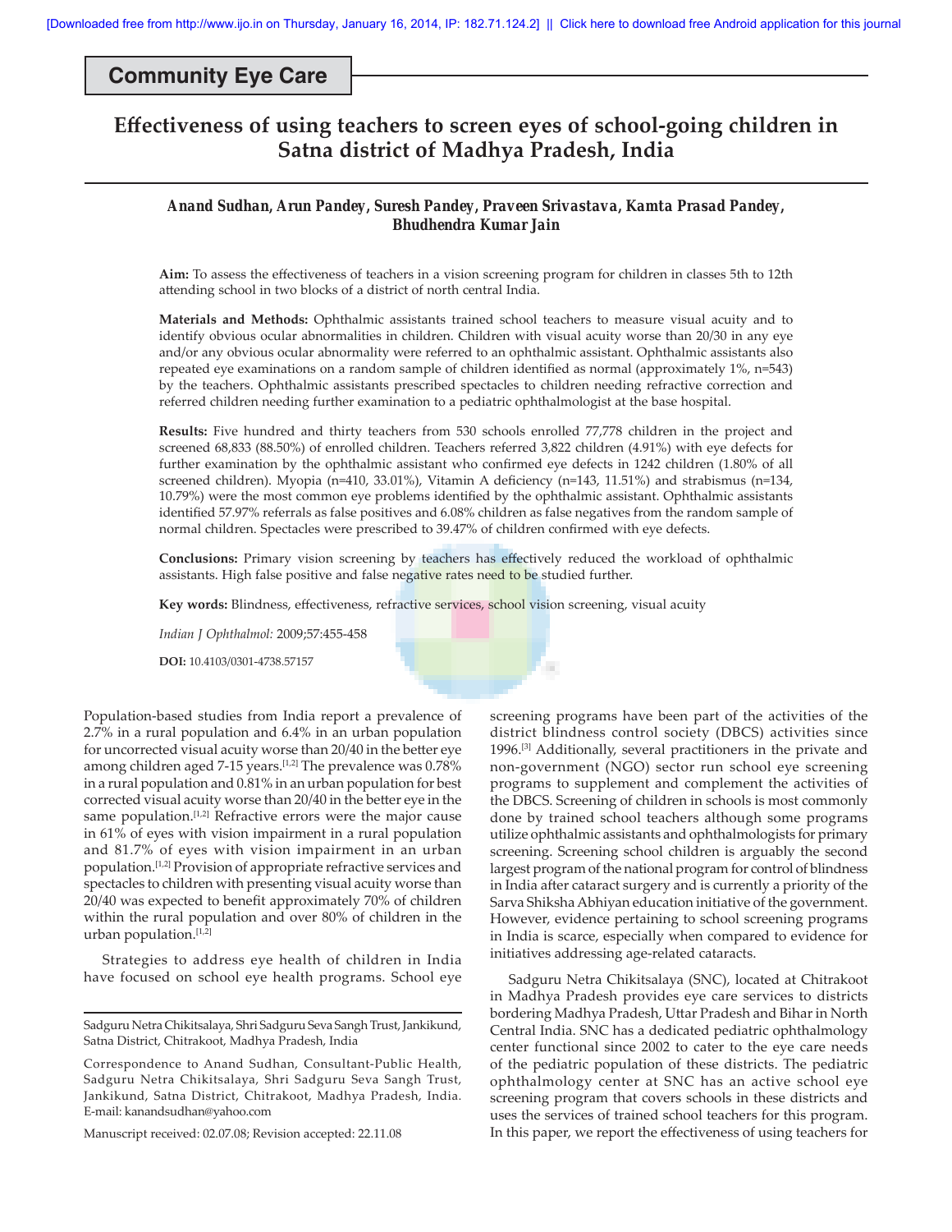**Community Eye Care**

# Effectiveness of using teachers to screen eyes of school-going children in Satna district of Madhya Pradesh, India

***Anand Sudhan, Arun Pandey, Suresh Pandey, Praveen Srivastava, Kamta Prasad Pandey, Bhudhendra Kumar Jain***

**Aim:** To assess the effectiveness of teachers in a vision screening program for children in classes 5th to 12th attending school in two blocks of a district of north central India.

**Materials and Methods:** Ophthalmic assistants trained school teachers to measure visual acuity and to identify obvious ocular abnormalities in children. Children with visual acuity worse than 20/30 in any eye and/or any obvious ocular abnormality were referred to an ophthalmic assistant. Ophthalmic assistants also repeated eye examinations on a random sample of children identified as normal (approximately 1%, n=543) by the teachers. Ophthalmic assistants prescribed spectacles to children needing refractive correction and referred children needing further examination to a pediatric ophthalmologist at the base hospital.

**Results:** Five hundred and thirty teachers from 530 schools enrolled 77,778 children in the project and screened 68,833 (88.50%) of enrolled children. Teachers referred 3,822 children (4.91%) with eye defects for further examination by the ophthalmic assistant who confirmed eye defects in 1242 children (1.80% of all screened children). Myopia (n=410, 33.01%), Vitamin A deficiency (n=143, 11.51%) and strabismus (n=134, 10.79%) were the most common eye problems identified by the ophthalmic assistant. Ophthalmic assistants identified 57.97% referrals as false positives and 6.08% children as false negatives from the random sample of normal children. Spectacles were prescribed to 39.47% of children confirmed with eye defects.

**Conclusions:** Primary vision screening by teachers has effectively reduced the workload of ophthalmic assistants. High false positive and false negative rates need to be studied further.

**Key words:** Blindness, effectiveness, refractive services, school vision screening, visual acuity

*Indian J Ophthalmol:* 2009;57:455-458

**DOI:** 10.4103/0301-4738.57157

Population-based studies from India report a prevalence of 2.7% in a rural population and 6.4% in an urban population for uncorrected visual acuity worse than 20/40 in the better eye among children aged 7-15 years.[1,2] The prevalence was 0.78% in a rural population and 0.81% in an urban population for best corrected visual acuity worse than 20/40 in the better eye in the same population.[1,2] Refractive errors were the major cause in 61% of eyes with vision impairment in a rural population and 81.7% of eyes with vision impairment in an urban population.[1,2] Provision of appropriate refractive services and spectacles to children with presenting visual acuity worse than 20/40 was expected to benefit approximately 70% of children within the rural population and over 80% of children in the urban population.[1,2]

Strategies to address eye health of children in India have focused on school eye health programs. School eye screening programs have been part of the activities of the district blindness control society (DBCS) activities since 1996.[3] Additionally, several practitioners in the private and non-government (NGO) sector run school eye screening programs to supplement and complement the activities of the DBCS. Screening of children in schools is most commonly done by trained school teachers although some programs utilize ophthalmic assistants and ophthalmologists for primary screening. Screening school children is arguably the second largest program of the national program for control of blindness in India after cataract surgery and is currently a priority of the Sarva Shiksha Abhiyan education initiative of the government. However, evidence pertaining to school screening programs in India is scarce, especially when compared to evidence for initiatives addressing age-related cataracts.

Sadguru Netra Chikitsalaya (SNC), located at Chitrakoot in Madhya Pradesh provides eye care services to districts bordering Madhya Pradesh, Uttar Pradesh and Bihar in North Central India. SNC has a dedicated pediatric ophthalmology center functional since 2002 to cater to the eye care needs of the pediatric population of these districts. The pediatric ophthalmology center at SNC has an active school eye screening program that covers schools in these districts and uses the services of trained school teachers for this program. In this paper, we report the effectiveness of using teachers for

Sadguru Netra Chikitsalaya, Shri Sadguru Seva Sangh Trust, Jankikund, Satna District, Chitrakoot, Madhya Pradesh, India

Correspondence to Anand Sudhan, Consultant-Public Health, Sadguru Netra Chikitsalaya, Shri Sadguru Seva Sangh Trust, Jankikund, Satna District, Chitrakoot, Madhya Pradesh, India. E-mail: kanandsudhan@yahoo.com

Manuscript received: 02.07.08; Revision accepted: 22.11.08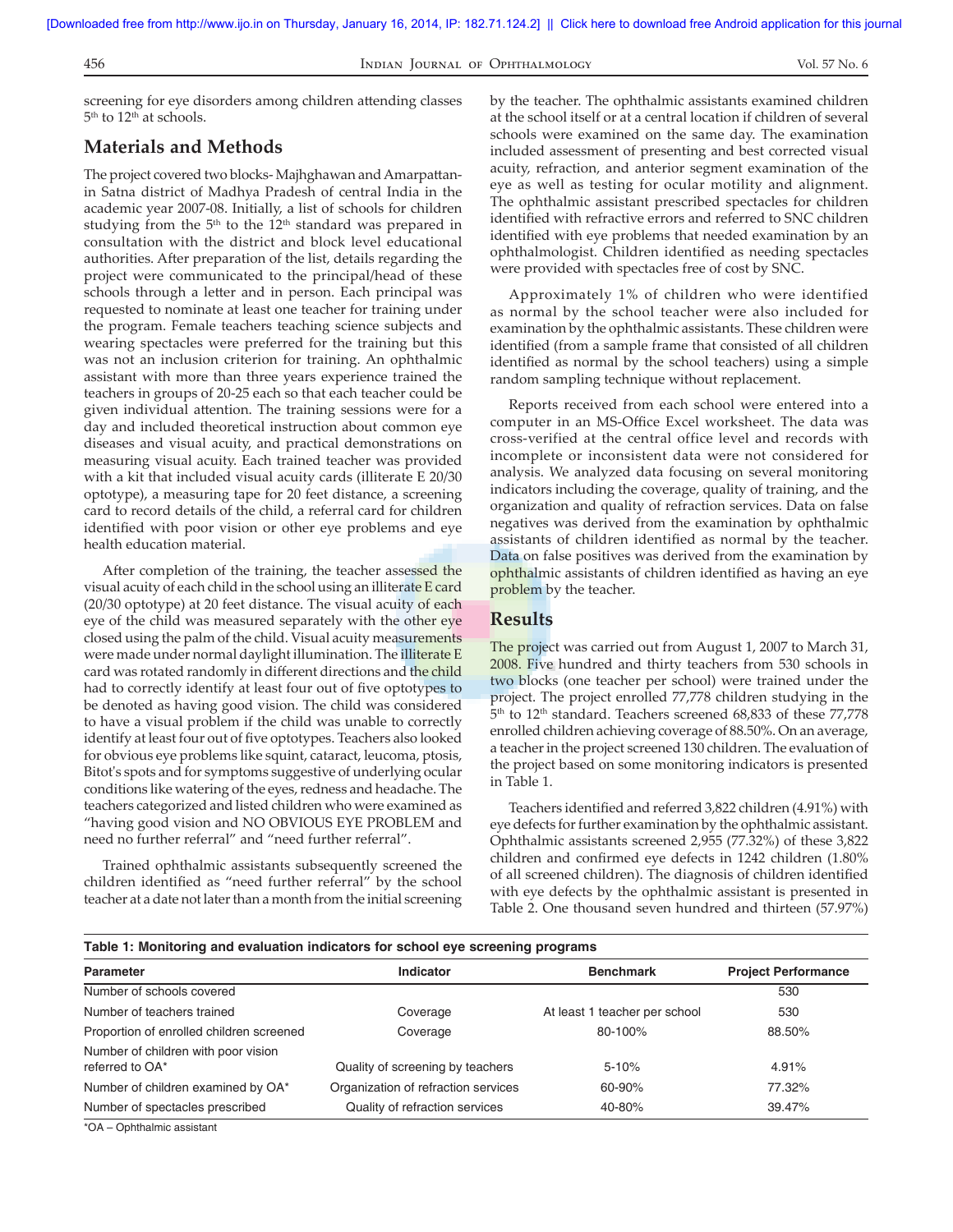screening for eye disorders among children attending classes 5th to 12th at schools.

## Materials and Methods

The project covered two blocks- Majhghawan and Amarpattan- in Satna district of Madhya Pradesh of central India in the academic year 2007-08. Initially, a list of schools for children studying from the 5th to the 12th standard was prepared in consultation with the district and block level educational authorities. After preparation of the list, details regarding the project were communicated to the principal/head of these schools through a letter and in person. Each principal was requested to nominate at least one teacher for training under the program. Female teachers teaching science subjects and wearing spectacles were preferred for the training but this was not an inclusion criterion for training. An ophthalmic assistant with more than three years experience trained the teachers in groups of 20-25 each so that each teacher could be given individual attention. The training sessions were for a day and included theoretical instruction about common eye diseases and visual acuity, and practical demonstrations on measuring visual acuity. Each trained teacher was provided with a kit that included visual acuity cards (illiterate E 20/30 optotype), a measuring tape for 20 feet distance, a screening card to record details of the child, a referral card for children identified with poor vision or other eye problems and eye health education material.

After completion of the training, the teacher assessed the visual acuity of each child in the school using an illiterate E card (20/30 optotype) at 20 feet distance. The visual acuity of each eye of the child was measured separately with the other eye closed using the palm of the child. Visual acuity measurements were made under normal daylight illumination. The illiterate E card was rotated randomly in different directions and the child had to correctly identify at least four out of five optotypes to be denoted as having good vision. The child was considered to have a visual problem if the child was unable to correctly identify at least four out of five optotypes. Teachers also looked for obvious eye problems like squint, cataract, leucoma, ptosis, Bitot's spots and for symptoms suggestive of underlying ocular conditions like watering of the eyes, redness and headache. The teachers categorized and listed children who were examined as "having good vision and NO OBVIOUS EYE PROBLEM and need no further referral" and "need further referral".

Trained ophthalmic assistants subsequently screened the children identified as "need further referral" by the school teacher at a date not later than a month from the initial screening by the teacher. The ophthalmic assistants examined children at the school itself or at a central location if children of several schools were examined on the same day. The examination included assessment of presenting and best corrected visual acuity, refraction, and anterior segment examination of the eye as well as testing for ocular motility and alignment. The ophthalmic assistant prescribed spectacles for children identified with refractive errors and referred to SNC children identified with eye problems that needed examination by an ophthalmologist. Children identified as needing spectacles were provided with spectacles free of cost by SNC.

Approximately 1% of children who were identified as normal by the school teacher were also included for examination by the ophthalmic assistants. These children were identified (from a sample frame that consisted of all children identified as normal by the school teachers) using a simple random sampling technique without replacement.

Reports received from each school were entered into a computer in an MS-Office Excel worksheet. The data was cross-verified at the central office level and records with incomplete or inconsistent data were not considered for analysis. We analyzed data focusing on several monitoring indicators including the coverage, quality of training, and the organization and quality of refraction services. Data on false negatives was derived from the examination by ophthalmic assistants of children identified as normal by the teacher. Data on false positives was derived from the examination by ophthalmic assistants of children identified as having an eye problem by the teacher.

## Results

The project was carried out from August 1, 2007 to March 31, 2008. Five hundred and thirty teachers from 530 schools in two blocks (one teacher per school) were trained under the project. The project enrolled 77,778 children studying in the 5th to 12th standard. Teachers screened 68,833 of these 77,778 enrolled children achieving coverage of 88.50%. On an average, a teacher in the project screened 130 children. The evaluation of the project based on some monitoring indicators is presented in Table 1.

Teachers identified and referred 3,822 children (4.91%) with eye defects for further examination by the ophthalmic assistant. Ophthalmic assistants screened 2,955 (77.32%) of these 3,822 children and confirmed eye defects in 1242 children (1.80% of all screened children). The diagnosis of children identified with eye defects by the ophthalmic assistant is presented in Table 2. One thousand seven hundred and thirteen (57.97%)

**Table 1: Monitoring and evaluation indicators for school eye screening programs**

| Parameter | Indicator | Benchmark | Project Performance |
|---|---|---|---|
| Number of schools covered | | | 530 |
| Number of teachers trained | Coverage | At least 1 teacher per school | 530 |
| Proportion of enrolled children screened | Coverage | 80-100% | 88.50% |
| Number of children with poor vision referred to OA* | Quality of screening by teachers | 5-10% | 4.91% |
| Number of children examined by OA* | Organization of refraction services | 60-90% | 77.32% |
| Number of spectacles prescribed | Quality of refraction services | 40-80% | 39.47% |

*OA – Ophthalmic assistant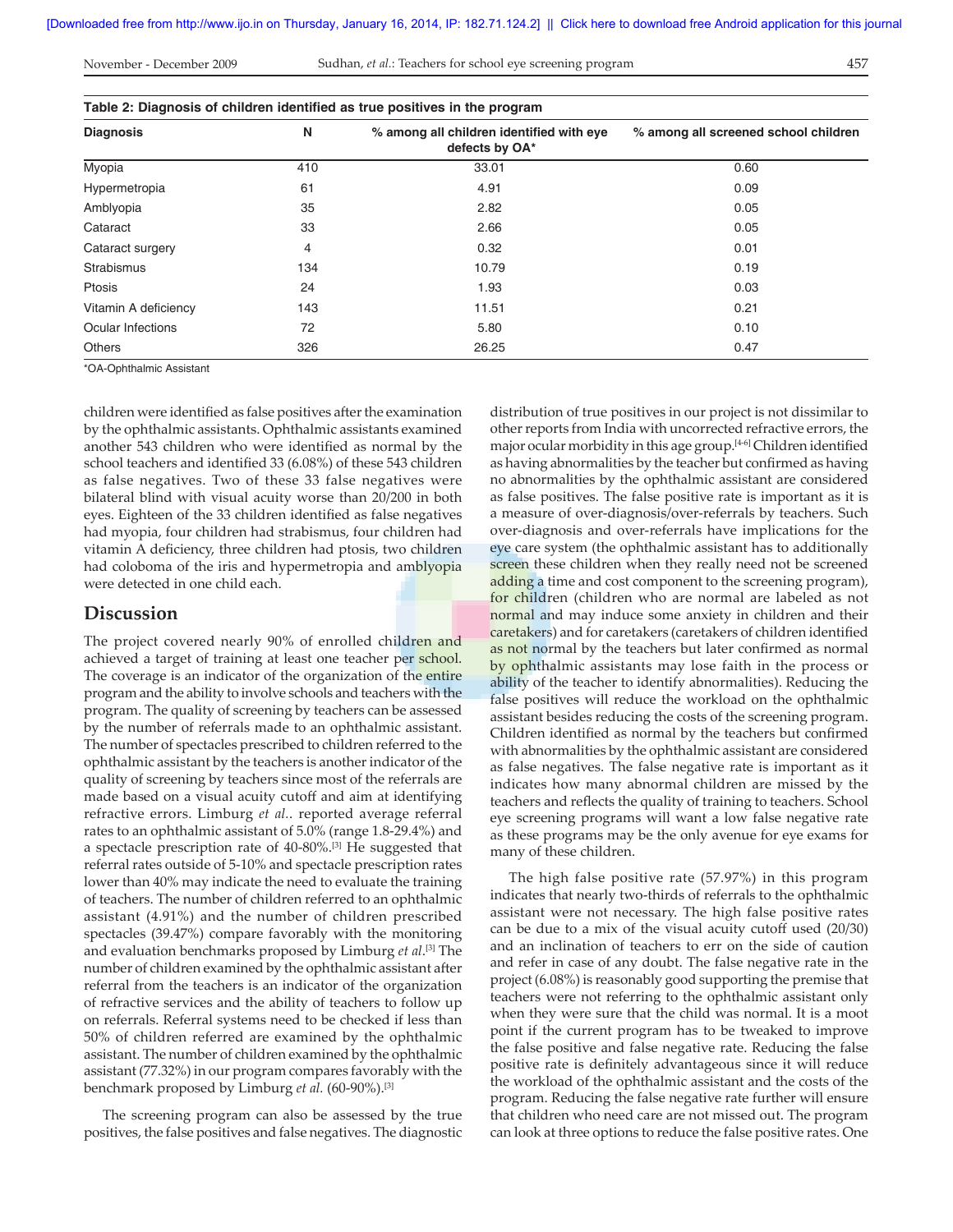**Table 2: Diagnosis of children identified as true positives in the program**

| Diagnosis | N | % among all children identified with eye defects by OA* | % among all screened school children |
|---|---|---|---|
| Myopia | 410 | 33.01 | 0.60 |
| Hypermetropia | 61 | 4.91 | 0.09 |
| Amblyopia | 35 | 2.82 | 0.05 |
| Cataract | 33 | 2.66 | 0.05 |
| Cataract surgery | 4 | 0.32 | 0.01 |
| Strabismus | 134 | 10.79 | 0.19 |
| Ptosis | 24 | 1.93 | 0.03 |
| Vitamin A deficiency | 143 | 11.51 | 0.21 |
| Ocular Infections | 72 | 5.80 | 0.10 |
| Others | 326 | 26.25 | 0.47 |

*OA-Ophthalmic Assistant

children were identified as false positives after the examination by the ophthalmic assistants. Ophthalmic assistants examined another 543 children who were identified as normal by the school teachers and identified 33 (6.08%) of these 543 children as false negatives. Two of these 33 false negatives were bilateral blind with visual acuity worse than 20/200 in both eyes. Eighteen of the 33 children identified as false negatives had myopia, four children had strabismus, four children had vitamin A deficiency, three children had ptosis, two children had coloboma of the iris and hypermetropia and amblyopia were detected in one child each.

## Discussion

The project covered nearly 90% of enrolled children and achieved a target of training at least one teacher per school. The coverage is an indicator of the organization of the entire program and the ability to involve schools and teachers with the program. The quality of screening by teachers can be assessed by the number of referrals made to an ophthalmic assistant. The number of spectacles prescribed to children referred to the ophthalmic assistant by the teachers is another indicator of the quality of screening by teachers since most of the referrals are made based on a visual acuity cutoff and aim at identifying refractive errors. Limburg *et al.*. reported average referral rates to an ophthalmic assistant of 5.0% (range 1.8-29.4%) and a spectacle prescription rate of 40-80%.[3] He suggested that referral rates outside of 5-10% and spectacle prescription rates lower than 40% may indicate the need to evaluate the training of teachers. The number of children referred to an ophthalmic assistant (4.91%) and the number of children prescribed spectacles (39.47%) compare favorably with the monitoring and evaluation benchmarks proposed by Limburg *et al*.[3] The number of children examined by the ophthalmic assistant after referral from the teachers is an indicator of the organization of refractive services and the ability of teachers to follow up on referrals. Referral systems need to be checked if less than 50% of children referred are examined by the ophthalmic assistant. The number of children examined by the ophthalmic assistant (77.32%) in our program compares favorably with the benchmark proposed by Limburg *et al.* (60-90%).[3]

The screening program can also be assessed by the true positives, the false positives and false negatives. The diagnostic distribution of true positives in our project is not dissimilar to other reports from India with uncorrected refractive errors, the major ocular morbidity in this age group.[4-6] Children identified as having abnormalities by the teacher but confirmed as having no abnormalities by the ophthalmic assistant are considered as false positives. The false positive rate is important as it is a measure of over-diagnosis/over-referrals by teachers. Such over-diagnosis and over-referrals have implications for the eye care system (the ophthalmic assistant has to additionally screen these children when they really need not be screened adding a time and cost component to the screening program), for children (children who are normal are labeled as not normal and may induce some anxiety in children and their caretakers) and for caretakers (caretakers of children identified as not normal by the teachers but later confirmed as normal by ophthalmic assistants may lose faith in the process or ability of the teacher to identify abnormalities). Reducing the false positives will reduce the workload on the ophthalmic assistant besides reducing the costs of the screening program. Children identified as normal by the teachers but confirmed with abnormalities by the ophthalmic assistant are considered as false negatives. The false negative rate is important as it indicates how many abnormal children are missed by the teachers and reflects the quality of training to teachers. School eye screening programs will want a low false negative rate as these programs may be the only avenue for eye exams for many of these children.

The high false positive rate (57.97%) in this program indicates that nearly two-thirds of referrals to the ophthalmic assistant were not necessary. The high false positive rates can be due to a mix of the visual acuity cutoff used (20/30) and an inclination of teachers to err on the side of caution and refer in case of any doubt. The false negative rate in the project (6.08%) is reasonably good supporting the premise that teachers were not referring to the ophthalmic assistant only when they were sure that the child was normal. It is a moot point if the current program has to be tweaked to improve the false positive and false negative rate. Reducing the false positive rate is definitely advantageous since it will reduce the workload of the ophthalmic assistant and the costs of the program. Reducing the false negative rate further will ensure that children who need care are not missed out. The program can look at three options to reduce the false positive rates. One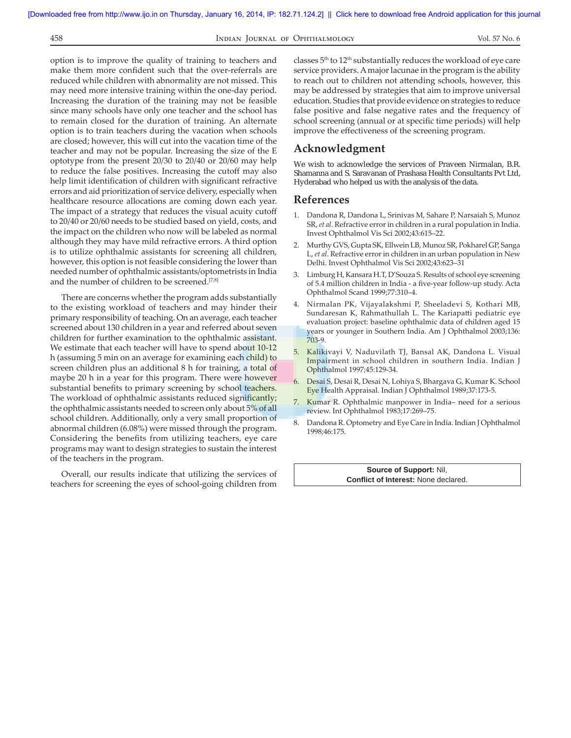option is to improve the quality of training to teachers and make them more confident such that the over-referrals are reduced while children with abnormality are not missed. This may need more intensive training within the one-day period. Increasing the duration of the training may not be feasible since many schools have only one teacher and the school has to remain closed for the duration of training. An alternate option is to train teachers during the vacation when schools are closed; however, this will cut into the vacation time of the teacher and may not be popular. Increasing the size of the E optotype from the present 20/30 to 20/40 or 20/60 may help to reduce the false positives. Increasing the cutoff may also help limit identification of children with significant refractive errors and aid prioritization of service delivery, especially when healthcare resource allocations are coming down each year. The impact of a strategy that reduces the visual acuity cutoff to 20/40 or 20/60 needs to be studied based on yield, costs, and the impact on the children who now will be labeled as normal although they may have mild refractive errors. A third option is to utilize ophthalmic assistants for screening all children, however, this option is not feasible considering the lower than needed number of ophthalmic assistants/optometrists in India and the number of children to be screened.[7,8]

There are concerns whether the program adds substantially to the existing workload of teachers and may hinder their primary responsibility of teaching. On an average, each teacher screened about 130 children in a year and referred about seven children for further examination to the ophthalmic assistant. We estimate that each teacher will have to spend about 10-12 h (assuming 5 min on an average for examining each child) to screen children plus an additional 8 h for training, a total of maybe 20 h in a year for this program. There were however substantial benefits to primary screening by school teachers. The workload of ophthalmic assistants reduced significantly; the ophthalmic assistants needed to screen only about 5% of all school children. Additionally, only a very small proportion of abnormal children (6.08%) were missed through the program. Considering the benefits from utilizing teachers, eye care programs may want to design strategies to sustain the interest of the teachers in the program.

Overall, our results indicate that utilizing the services of teachers for screening the eyes of school-going children from classes 5th to 12th substantially reduces the workload of eye care service providers. A major lacunae in the program is the ability to reach out to children not attending schools, however, this may be addressed by strategies that aim to improve universal education. Studies that provide evidence on strategies to reduce false positive and false negative rates and the frequency of school screening (annual or at specific time periods) will help improve the effectiveness of the screening program.

## Acknowledgment

We wish to acknowledge the services of Praveen Nirmalan, B.R. Shamanna and S. Saravanan of Prashasa Health Consultants Pvt Ltd, Hyderabad who helped us with the analysis of the data.

## References

1. Dandona R, Dandona L, Srinivas M, Sahare P, Narsaiah S, Munoz SR, *et al*. Refractive error in children in a rural population in India. Invest Ophthalmol Vis Sci 2002;43:615–22.
2. Murthy GVS, Gupta SK, Ellwein LB, Munoz SR, Pokharel GP, Sanga L, *et al*. Refractive error in children in an urban population in New Delhi. Invest Ophthalmol Vis Sci 2002;43:623–31
3. Limburg H, Kansara H.T, D'Souza S. Results of school eye screening of 5.4 million children in India - a five-year follow-up study. Acta Ophthalmol Scand 1999;77:310–4.
4. Nirmalan PK, Vijayalakshmi P, Sheeladevi S, Kothari MB, Sundaresan K, Rahmathullah L. The Kariapatti pediatric eye evaluation project: baseline ophthalmic data of children aged 15 years or younger in Southern India. Am J Ophthalmol 2003;136: 703-9.
5. Kalikivayi V, Naduvilath TJ, Bansal AK, Dandona L. Visual Impairment in school children in southern India. Indian J Ophthalmol 1997;45:129-34.
6. Desai S, Desai R, Desai N, Lohiya S, Bhargava G, Kumar K. School Eye Health Appraisal. Indian J Ophthalmol 1989;37:173-5.
7. Kumar R. Ophthalmic manpower in India– need for a serious review. Int Ophthalmol 1983;17:269–75.
8. Dandona R. Optometry and Eye Care in India. Indian J Ophthalmol 1998;46:175.

**Source of Support:** Nil,
**Conflict of Interest:** None declared.